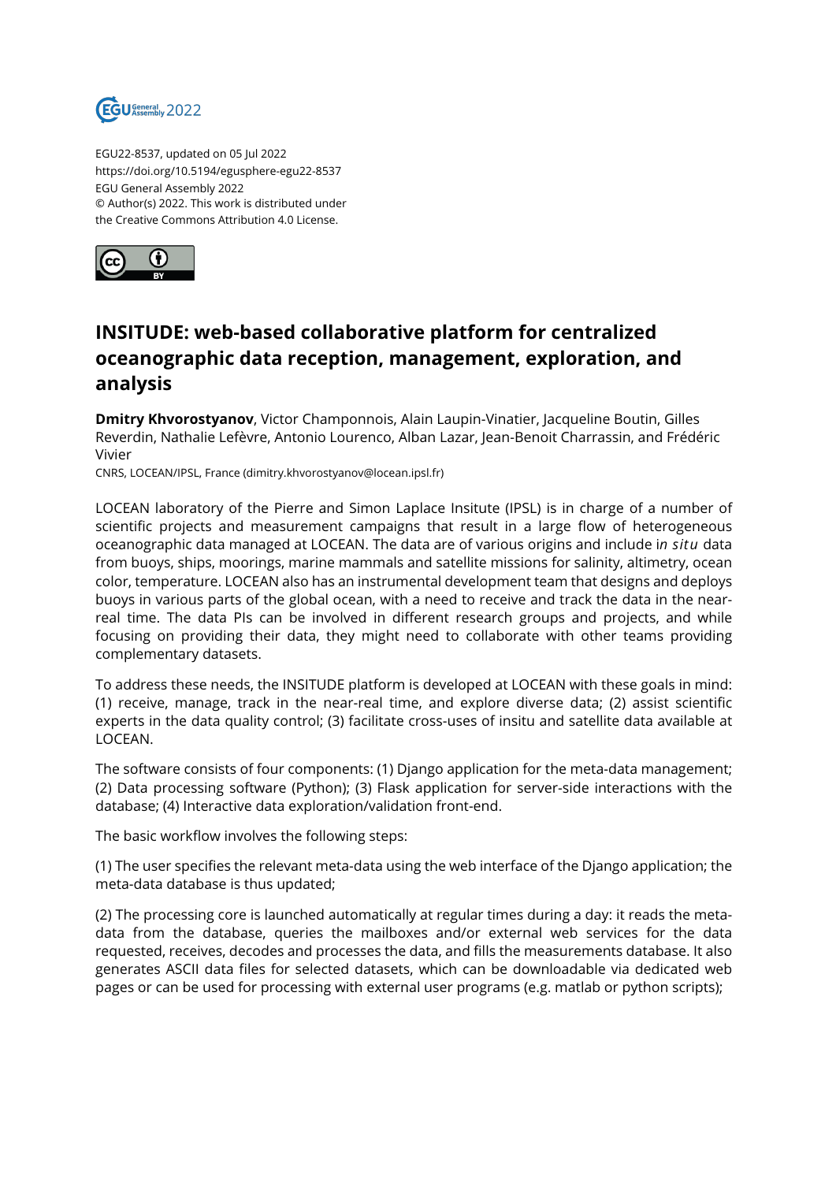EGU22-8537, updated on 05 Jul 2022
https://doi.org/10.5194/egusphere-egu22-8537
EGU General Assembly 2022
© Author(s) 2022. This work is distributed under
the Creative Commons Attribution 4.0 License.

# INSITUDE: web-based collaborative platform for centralized oceanographic data reception, management, exploration, and analysis

**Dmitry Khvorostyanov**, Victor Champonnois, Alain Laupin-Vinatier, Jacqueline Boutin, Gilles Reverdin, Nathalie Lefèvre, Antonio Lourenco, Alban Lazar, Jean-Benoit Charrassin, and Frédéric Vivier

CNRS, LOCEAN/IPSL, France (dimitry.khvorostyanov@locean.ipsl.fr)

LOCEAN laboratory of the Pierre and Simon Laplace Insitute (IPSL) is in charge of a number of scientific projects and measurement campaigns that result in a large flow of heterogeneous oceanographic data managed at LOCEAN. The data are of various origins and include i*n situ* data from buoys, ships, moorings, marine mammals and satellite missions for salinity, altimetry, ocean color, temperature. LOCEAN also has an instrumental development team that designs and deploys buoys in various parts of the global ocean, with a need to receive and track the data in the near-real time. The data PIs can be involved in different research groups and projects, and while focusing on providing their data, they might need to collaborate with other teams providing complementary datasets.

To address these needs, the INSITUDE platform is developed at LOCEAN with these goals in mind: (1) receive, manage, track in the near-real time, and explore diverse data; (2) assist scientific experts in the data quality control; (3) facilitate cross-uses of insitu and satellite data available at LOCEAN.

The software consists of four components: (1) Django application for the meta-data management; (2) Data processing software (Python); (3) Flask application for server-side interactions with the database; (4) Interactive data exploration/validation front-end.

The basic workflow involves the following steps:

(1) The user specifies the relevant meta-data using the web interface of the Django application; the meta-data database is thus updated;

(2) The processing core is launched automatically at regular times during a day: it reads the meta-data from the database, queries the mailboxes and/or external web services for the data requested, receives, decodes and processes the data, and fills the measurements database. It also generates ASCII data files for selected datasets, which can be downloadable via dedicated web pages or can be used for processing with external user programs (e.g. matlab or python scripts);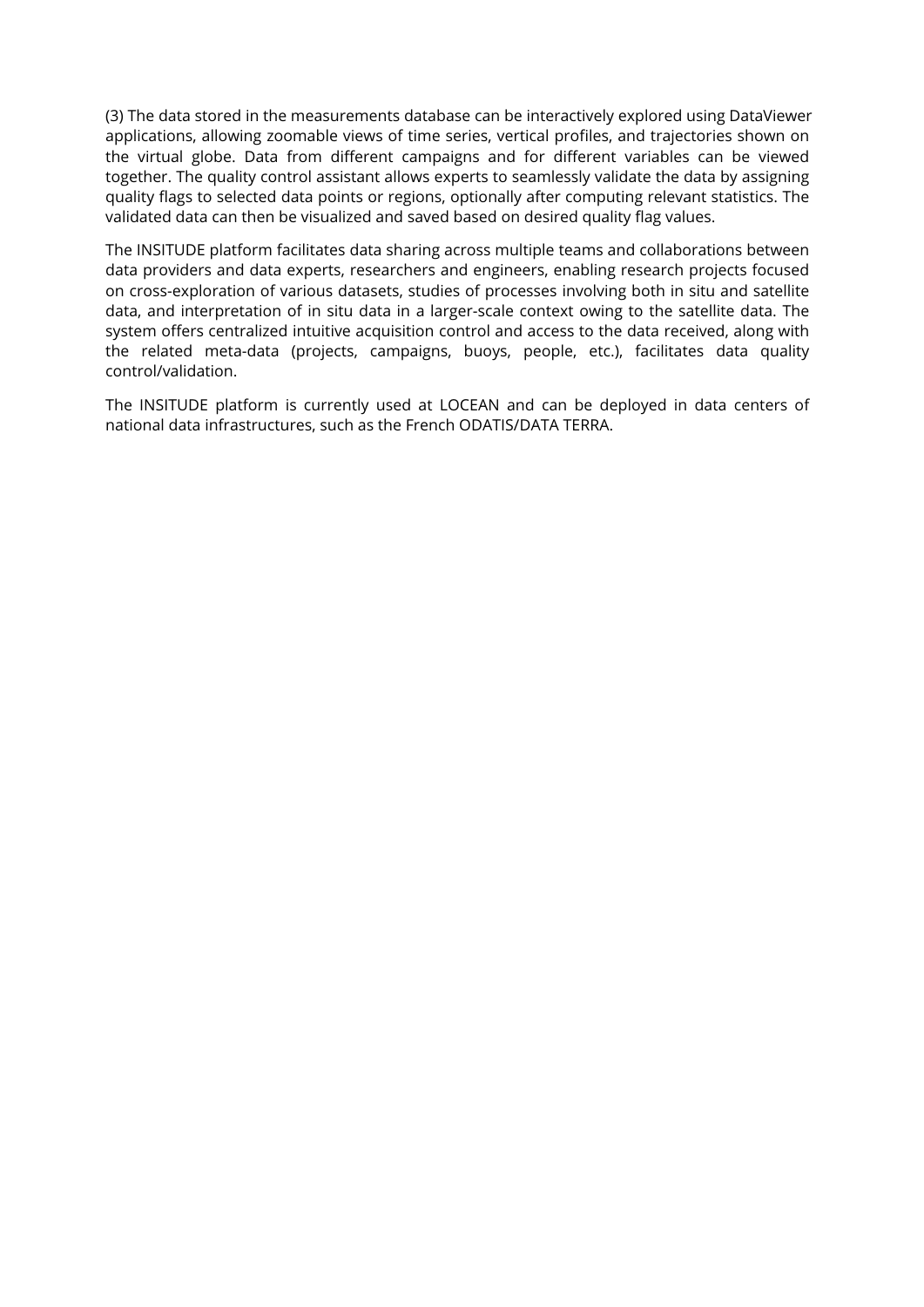(3) The data stored in the measurements database can be interactively explored using DataViewer applications, allowing zoomable views of time series, vertical profiles, and trajectories shown on the virtual globe. Data from different campaigns and for different variables can be viewed together. The quality control assistant allows experts to seamlessly validate the data by assigning quality flags to selected data points or regions, optionally after computing relevant statistics. The validated data can then be visualized and saved based on desired quality flag values.

The INSITUDE platform facilitates data sharing across multiple teams and collaborations between data providers and data experts, researchers and engineers, enabling research projects focused on cross-exploration of various datasets, studies of processes involving both in situ and satellite data, and interpretation of in situ data in a larger-scale context owing to the satellite data. The system offers centralized intuitive acquisition control and access to the data received, along with the related meta-data (projects, campaigns, buoys, people, etc.), facilitates data quality control/validation.

The INSITUDE platform is currently used at LOCEAN and can be deployed in data centers of national data infrastructures, such as the French ODATIS/DATA TERRA.